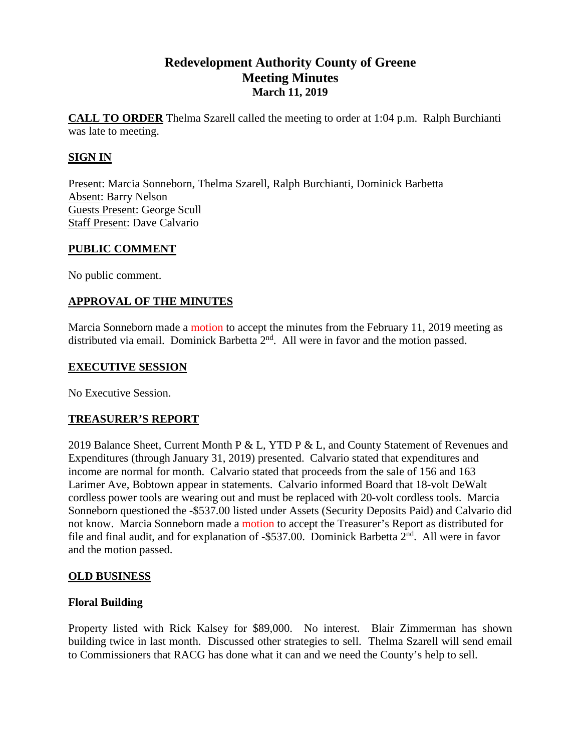# Redevelopment Authority County of Greene
## Meeting Minutes
### March 11, 2019

**CALL TO ORDER** Thelma Szarell called the meeting to order at 1:04 p.m. Ralph Burchianti was late to meeting.

## SIGN IN

Present: Marcia Sonneborn, Thelma Szarell, Ralph Burchianti, Dominick Barbetta
Absent: Barry Nelson
Guests Present: George Scull
Staff Present: Dave Calvario

## PUBLIC COMMENT

No public comment.

## APPROVAL OF THE MINUTES

Marcia Sonneborn made a motion to accept the minutes from the February 11, 2019 meeting as distributed via email. Dominick Barbetta 2nd. All were in favor and the motion passed.

## EXECUTIVE SESSION

No Executive Session.

## TREASURER'S REPORT

2019 Balance Sheet, Current Month P & L, YTD P & L, and County Statement of Revenues and Expenditures (through January 31, 2019) presented. Calvario stated that expenditures and income are normal for month. Calvario stated that proceeds from the sale of 156 and 163 Larimer Ave, Bobtown appear in statements. Calvario informed Board that 18-volt DeWalt cordless power tools are wearing out and must be replaced with 20-volt cordless tools. Marcia Sonneborn questioned the -$537.00 listed under Assets (Security Deposits Paid) and Calvario did not know. Marcia Sonneborn made a motion to accept the Treasurer's Report as distributed for file and final audit, and for explanation of -$537.00. Dominick Barbetta 2nd. All were in favor and the motion passed.

## OLD BUSINESS

### Floral Building

Property listed with Rick Kalsey for $89,000. No interest. Blair Zimmerman has shown building twice in last month. Discussed other strategies to sell. Thelma Szarell will send email to Commissioners that RACG has done what it can and we need the County's help to sell.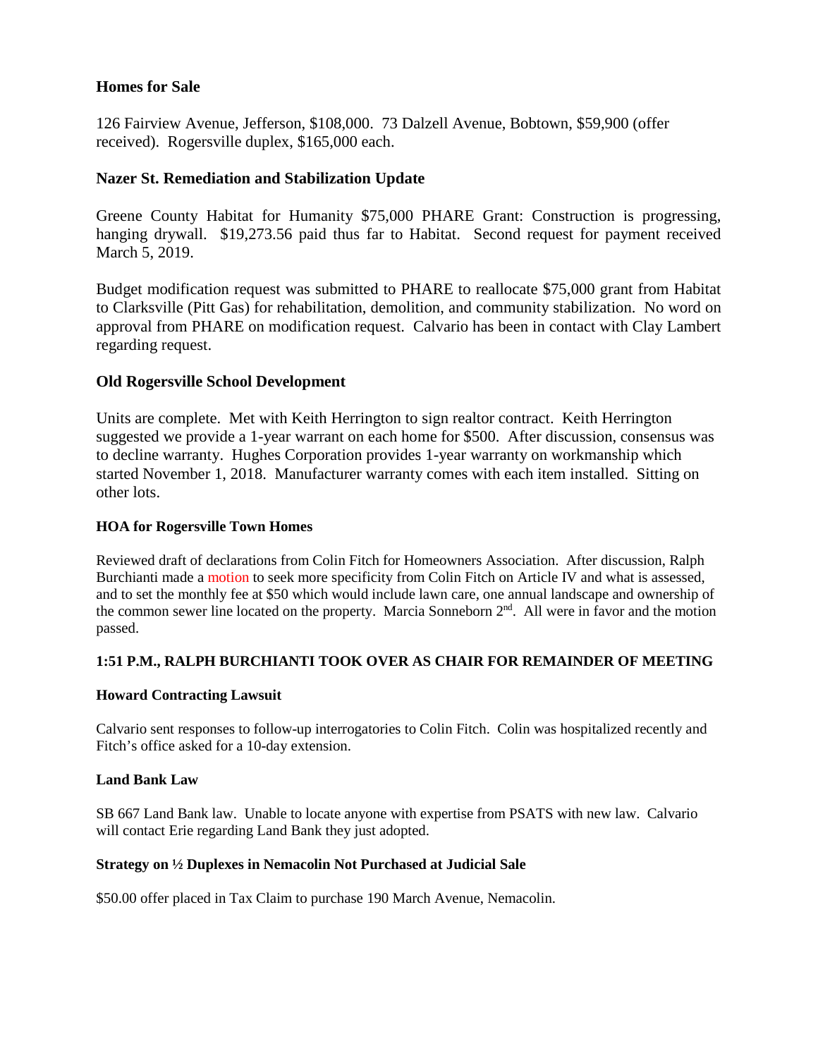## Homes for Sale

126 Fairview Avenue, Jefferson, $108,000. 73 Dalzell Avenue, Bobtown, $59,900 (offer received). Rogersville duplex, $165,000 each.

## Nazer St. Remediation and Stabilization Update

Greene County Habitat for Humanity $75,000 PHARE Grant: Construction is progressing, hanging drywall. $19,273.56 paid thus far to Habitat. Second request for payment received March 5, 2019.

Budget modification request was submitted to PHARE to reallocate $75,000 grant from Habitat to Clarksville (Pitt Gas) for rehabilitation, demolition, and community stabilization. No word on approval from PHARE on modification request. Calvario has been in contact with Clay Lambert regarding request.

## Old Rogersville School Development

Units are complete. Met with Keith Herrington to sign realtor contract. Keith Herrington suggested we provide a 1-year warrant on each home for $500. After discussion, consensus was to decline warranty. Hughes Corporation provides 1-year warranty on workmanship which started November 1, 2018. Manufacturer warranty comes with each item installed. Sitting on other lots.

### HOA for Rogersville Town Homes

Reviewed draft of declarations from Colin Fitch for Homeowners Association. After discussion, Ralph Burchianti made a motion to seek more specificity from Colin Fitch on Article IV and what is assessed, and to set the monthly fee at $50 which would include lawn care, one annual landscape and ownership of the common sewer line located on the property. Marcia Sonneborn 2nd. All were in favor and the motion passed.

### 1:51 P.M., RALPH BURCHIANTI TOOK OVER AS CHAIR FOR REMAINDER OF MEETING

### Howard Contracting Lawsuit

Calvario sent responses to follow-up interrogatories to Colin Fitch. Colin was hospitalized recently and Fitch's office asked for a 10-day extension.

### Land Bank Law

SB 667 Land Bank law. Unable to locate anyone with expertise from PSATS with new law. Calvario will contact Erie regarding Land Bank they just adopted.

### Strategy on ½ Duplexes in Nemacolin Not Purchased at Judicial Sale

$50.00 offer placed in Tax Claim to purchase 190 March Avenue, Nemacolin.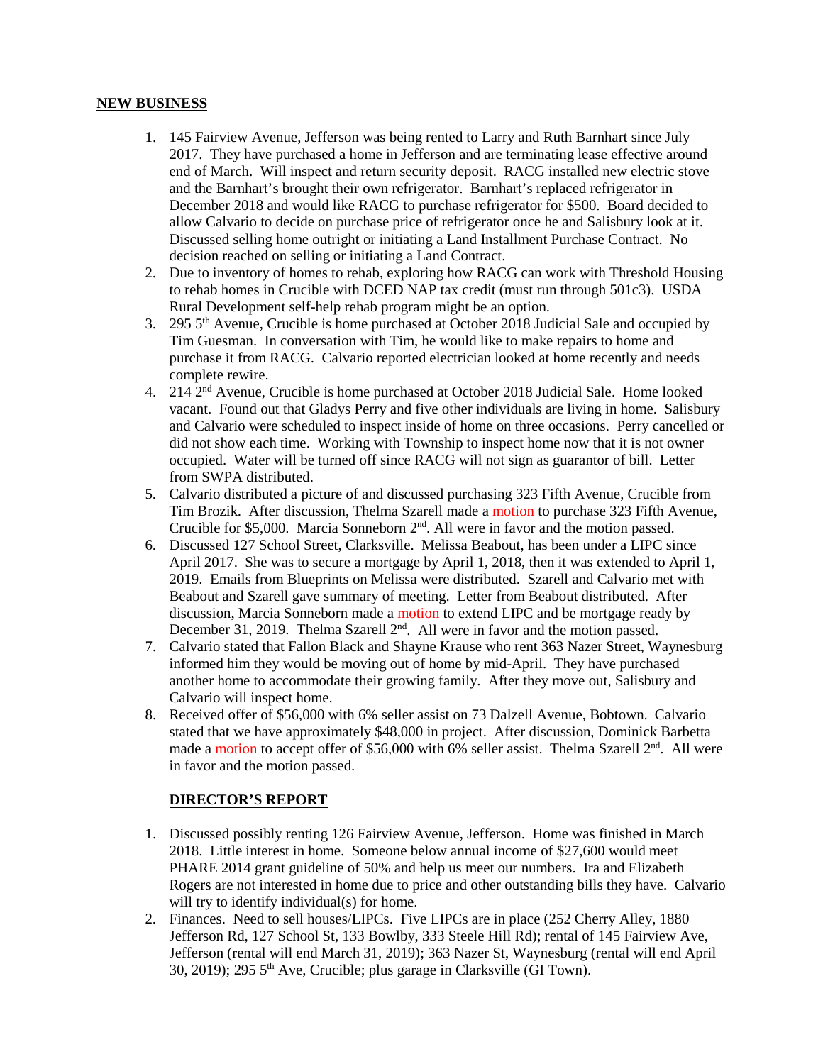## NEW BUSINESS

1. 145 Fairview Avenue, Jefferson was being rented to Larry and Ruth Barnhart since July 2017. They have purchased a home in Jefferson and are terminating lease effective around end of March. Will inspect and return security deposit. RACG installed new electric stove and the Barnhart's brought their own refrigerator. Barnhart's replaced refrigerator in December 2018 and would like RACG to purchase refrigerator for $500. Board decided to allow Calvario to decide on purchase price of refrigerator once he and Salisbury look at it. Discussed selling home outright or initiating a Land Installment Purchase Contract. No decision reached on selling or initiating a Land Contract.
2. Due to inventory of homes to rehab, exploring how RACG can work with Threshold Housing to rehab homes in Crucible with DCED NAP tax credit (must run through 501c3). USDA Rural Development self-help rehab program might be an option.
3. 295 5th Avenue, Crucible is home purchased at October 2018 Judicial Sale and occupied by Tim Guesman. In conversation with Tim, he would like to make repairs to home and purchase it from RACG. Calvario reported electrician looked at home recently and needs complete rewire.
4. 214 2nd Avenue, Crucible is home purchased at October 2018 Judicial Sale. Home looked vacant. Found out that Gladys Perry and five other individuals are living in home. Salisbury and Calvario were scheduled to inspect inside of home on three occasions. Perry cancelled or did not show each time. Working with Township to inspect home now that it is not owner occupied. Water will be turned off since RACG will not sign as guarantor of bill. Letter from SWPA distributed.
5. Calvario distributed a picture of and discussed purchasing 323 Fifth Avenue, Crucible from Tim Brozik. After discussion, Thelma Szarell made a motion to purchase 323 Fifth Avenue, Crucible for $5,000. Marcia Sonneborn 2nd. All were in favor and the motion passed.
6. Discussed 127 School Street, Clarksville. Melissa Beabout, has been under a LIPC since April 2017. She was to secure a mortgage by April 1, 2018, then it was extended to April 1, 2019. Emails from Blueprints on Melissa were distributed. Szarell and Calvario met with Beabout and Szarell gave summary of meeting. Letter from Beabout distributed. After discussion, Marcia Sonneborn made a motion to extend LIPC and be mortgage ready by December 31, 2019. Thelma Szarell 2nd. All were in favor and the motion passed.
7. Calvario stated that Fallon Black and Shayne Krause who rent 363 Nazer Street, Waynesburg informed him they would be moving out of home by mid-April. They have purchased another home to accommodate their growing family. After they move out, Salisbury and Calvario will inspect home.
8. Received offer of $56,000 with 6% seller assist on 73 Dalzell Avenue, Bobtown. Calvario stated that we have approximately $48,000 in project. After discussion, Dominick Barbetta made a motion to accept offer of $56,000 with 6% seller assist. Thelma Szarell 2nd. All were in favor and the motion passed.

## DIRECTOR'S REPORT

1. Discussed possibly renting 126 Fairview Avenue, Jefferson. Home was finished in March 2018. Little interest in home. Someone below annual income of $27,600 would meet PHARE 2014 grant guideline of 50% and help us meet our numbers. Ira and Elizabeth Rogers are not interested in home due to price and other outstanding bills they have. Calvario will try to identify individual(s) for home.
2. Finances. Need to sell houses/LIPCs. Five LIPCs are in place (252 Cherry Alley, 1880 Jefferson Rd, 127 School St, 133 Bowlby, 333 Steele Hill Rd); rental of 145 Fairview Ave, Jefferson (rental will end March 31, 2019); 363 Nazer St, Waynesburg (rental will end April 30, 2019); 295 5th Ave, Crucible; plus garage in Clarksville (GI Town).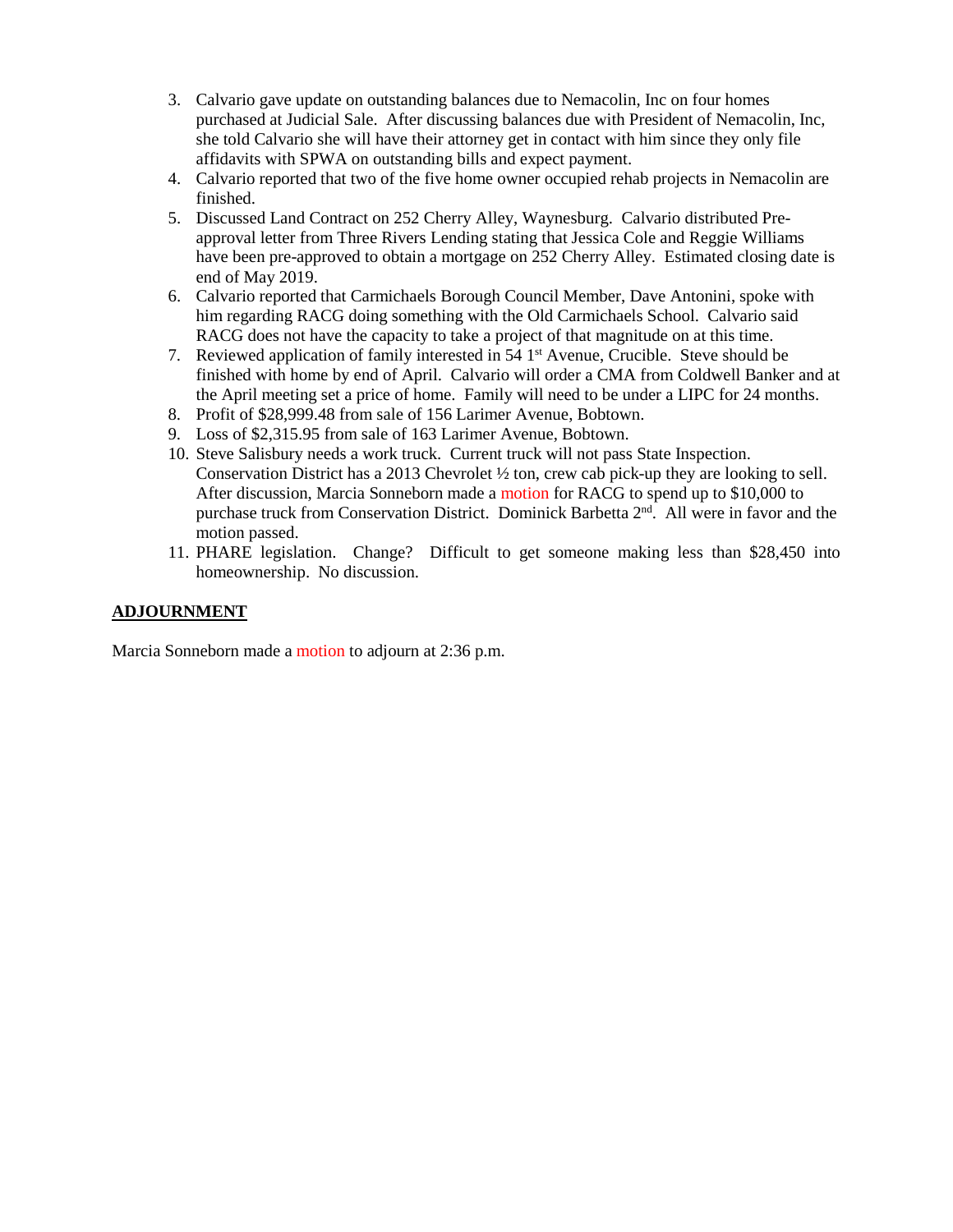3. Calvario gave update on outstanding balances due to Nemacolin, Inc on four homes purchased at Judicial Sale. After discussing balances due with President of Nemacolin, Inc, she told Calvario she will have their attorney get in contact with him since they only file affidavits with SPWA on outstanding bills and expect payment.
4. Calvario reported that two of the five home owner occupied rehab projects in Nemacolin are finished.
5. Discussed Land Contract on 252 Cherry Alley, Waynesburg. Calvario distributed Pre-approval letter from Three Rivers Lending stating that Jessica Cole and Reggie Williams have been pre-approved to obtain a mortgage on 252 Cherry Alley. Estimated closing date is end of May 2019.
6. Calvario reported that Carmichaels Borough Council Member, Dave Antonini, spoke with him regarding RACG doing something with the Old Carmichaels School. Calvario said RACG does not have the capacity to take a project of that magnitude on at this time.
7. Reviewed application of family interested in 54 1st Avenue, Crucible. Steve should be finished with home by end of April. Calvario will order a CMA from Coldwell Banker and at the April meeting set a price of home. Family will need to be under a LIPC for 24 months.
8. Profit of $28,999.48 from sale of 156 Larimer Avenue, Bobtown.
9. Loss of $2,315.95 from sale of 163 Larimer Avenue, Bobtown.
10. Steve Salisbury needs a work truck. Current truck will not pass State Inspection. Conservation District has a 2013 Chevrolet ½ ton, crew cab pick-up they are looking to sell. After discussion, Marcia Sonneborn made a motion for RACG to spend up to $10,000 to purchase truck from Conservation District. Dominick Barbetta 2nd. All were in favor and the motion passed.
11. PHARE legislation. Change? Difficult to get someone making less than $28,450 into homeownership. No discussion.

**ADJOURNMENT**

Marcia Sonneborn made a motion to adjourn at 2:36 p.m.